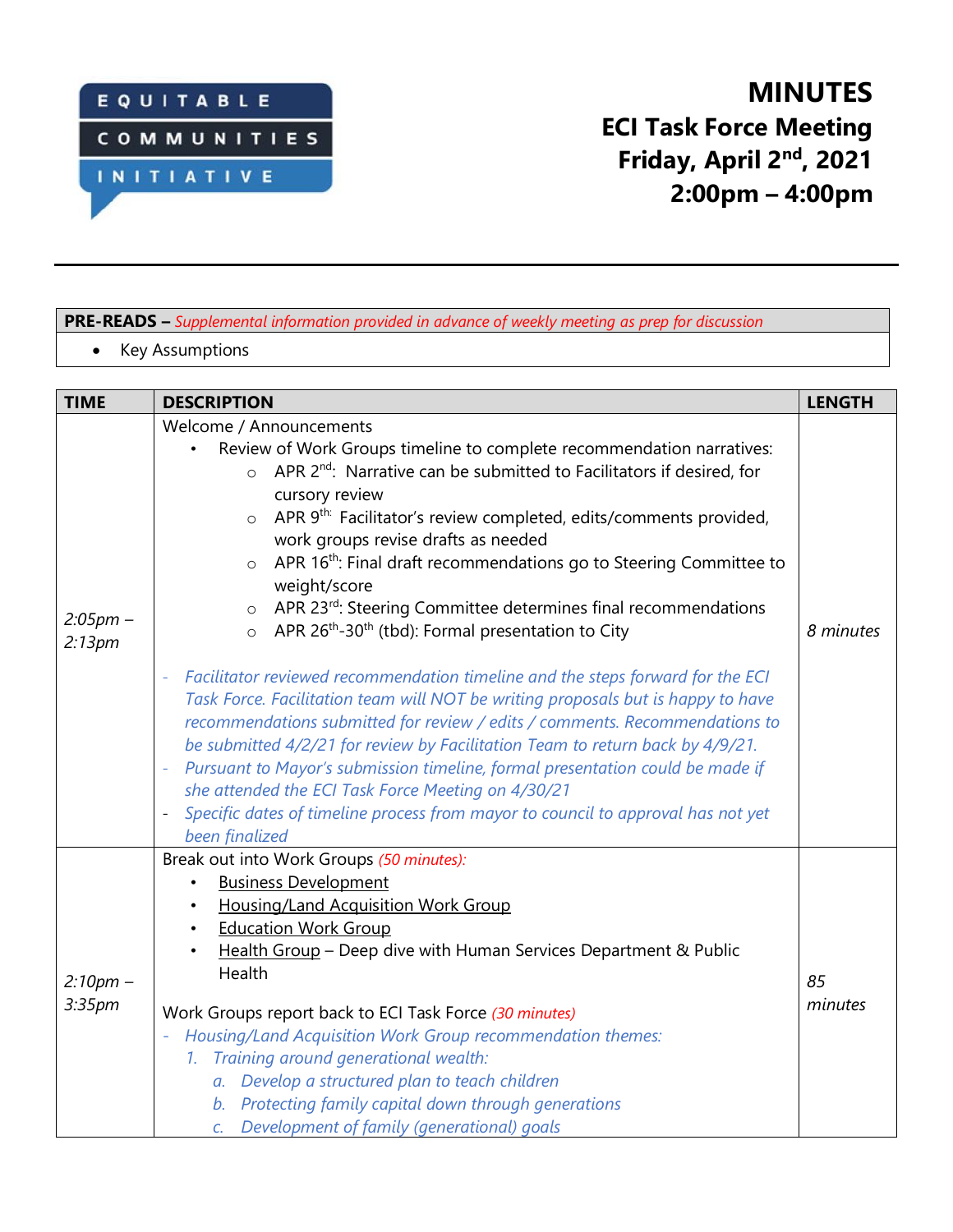EQUITABLE COMMUNITIES INITIATIVE

# MINUTES

## ECI Task Force Meeting
## Friday, April 2nd, 2021
## 2:00pm – 4:00pm

---

| **PRE-READS** – *Supplemental information provided in advance of weekly meeting as prep for discussion* |
|---|
| • Key Assumptions |

| TIME | DESCRIPTION | LENGTH |
|---|---|---|
| *2:05pm – 2:13pm* | Welcome / Announcements<br>• Review of Work Groups timeline to complete recommendation narratives:<br>&nbsp;&nbsp;○ APR 2nd: Narrative can be submitted to Facilitators if desired, for cursory review<br>&nbsp;&nbsp;○ APR 9th: Facilitator's review completed, edits/comments provided, work groups revise drafts as needed<br>&nbsp;&nbsp;○ APR 16th: Final draft recommendations go to Steering Committee to weight/score<br>&nbsp;&nbsp;○ APR 23rd: Steering Committee determines final recommendations<br>&nbsp;&nbsp;○ APR 26th-30th (tbd): Formal presentation to City<br><br>- *Facilitator reviewed recommendation timeline and the steps forward for the ECI Task Force. Facilitation team will NOT be writing proposals but is happy to have recommendations submitted for review / edits / comments. Recommendations to be submitted 4/2/21 for review by Facilitation Team to return back by 4/9/21.*<br>- *Pursuant to Mayor's submission timeline, formal presentation could be made if she attended the ECI Task Force Meeting on 4/30/21*<br>- *Specific dates of timeline process from mayor to council to approval has not yet been finalized* | *8 minutes* |
| *2:10pm – 3:35pm* | Break out into Work Groups *(50 minutes)*:<br>• Business Development<br>• Housing/Land Acquisition Work Group<br>• Education Work Group<br>• Health Group – Deep dive with Human Services Department & Public Health<br><br>Work Groups report back to ECI Task Force *(30 minutes)*<br>- *Housing/Land Acquisition Work Group recommendation themes:*<br>&nbsp;&nbsp;*1. Training around generational wealth:*<br>&nbsp;&nbsp;&nbsp;&nbsp;*a. Develop a structured plan to teach children*<br>&nbsp;&nbsp;&nbsp;&nbsp;*b. Protecting family capital down through generations*<br>&nbsp;&nbsp;&nbsp;&nbsp;*c. Development of family (generational) goals* | *85 minutes* |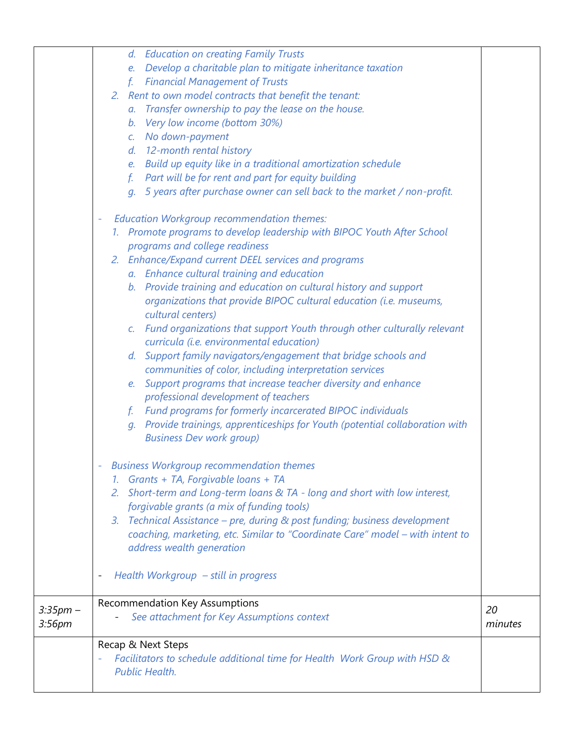| | | |
|---|---|---|
| | *d. Education on creating Family Trusts*<br>*e. Develop a charitable plan to mitigate inheritance taxation*<br>*f. Financial Management of Trusts*<br>*2. Rent to own model contracts that benefit the tenant:*<br>*a. Transfer ownership to pay the lease on the house.*<br>*b. Very low income (bottom 30%)*<br>*c. No down-payment*<br>*d. 12-month rental history*<br>*e. Build up equity like in a traditional amortization schedule*<br>*f. Part will be for rent and part for equity building*<br>*g. 5 years after purchase owner can sell back to the market / non-profit.*<br><br>- *Education Workgroup recommendation themes:*<br>*1. Promote programs to develop leadership with BIPOC Youth After School programs and college readiness*<br>*2. Enhance/Expand current DEEL services and programs*<br>*a. Enhance cultural training and education*<br>*b. Provide training and education on cultural history and support organizations that provide BIPOC cultural education (i.e. museums, cultural centers)*<br>*c. Fund organizations that support Youth through other culturally relevant curricula (i.e. environmental education)*<br>*d. Support family navigators/engagement that bridge schools and communities of color, including interpretation services*<br>*e. Support programs that increase teacher diversity and enhance professional development of teachers*<br>*f. Fund programs for formerly incarcerated BIPOC individuals*<br>*g. Provide trainings, apprenticeships for Youth (potential collaboration with Business Dev work group)*<br><br>- *Business Workgroup recommendation themes*<br>*1. Grants + TA, Forgivable loans + TA*<br>*2. Short-term and Long-term loans & TA - long and short with low interest, forgivable grants (a mix of funding tools)*<br>*3. Technical Assistance – pre, during & post funding; business development coaching, marketing, etc. Similar to "Coordinate Care" model – with intent to address wealth generation*<br><br>- *Health Workgroup – still in progress* | |
| *3:35pm – 3:56pm* | Recommendation Key Assumptions<br>- *See attachment for Key Assumptions context* | *20 minutes* |
| | Recap & Next Steps<br>- *Facilitators to schedule additional time for Health Work Group with HSD & Public Health.* | |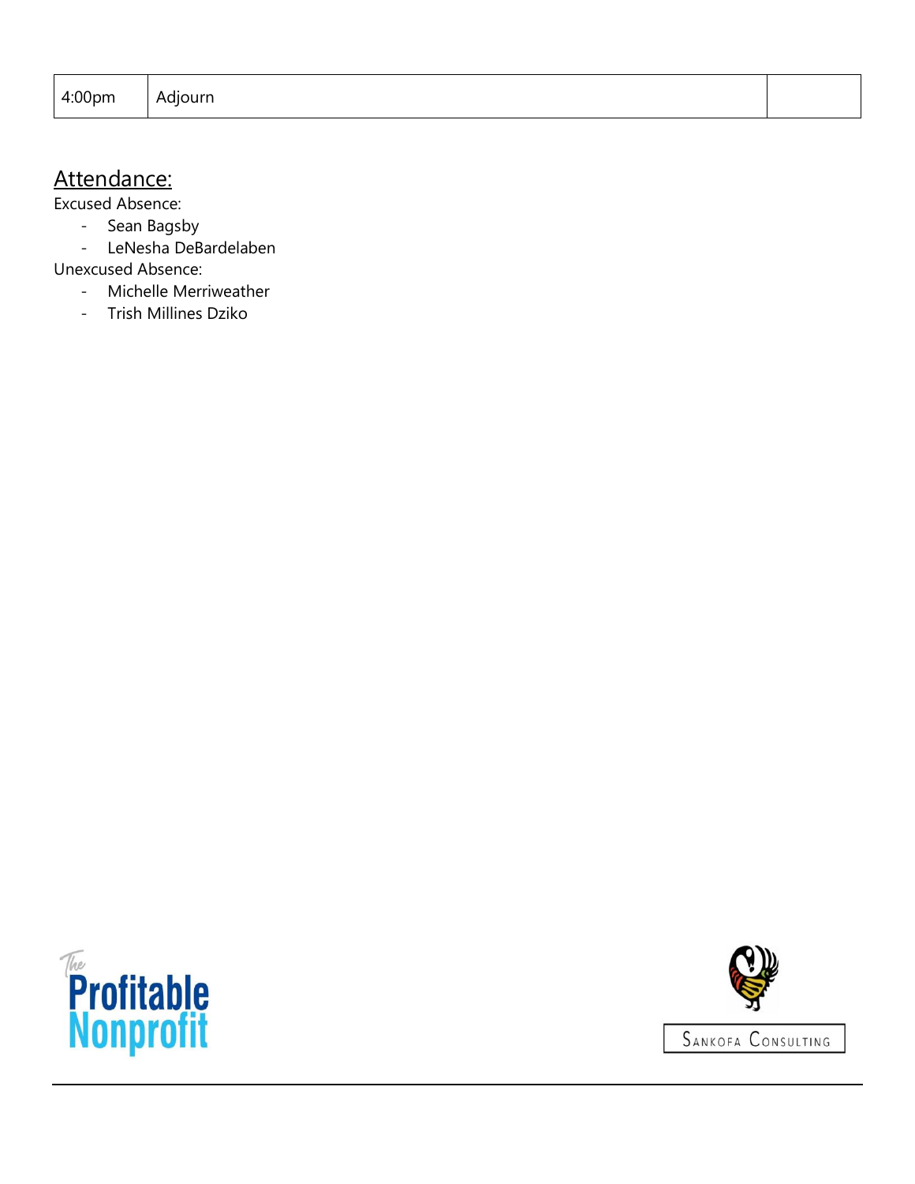| 4:00pm | Adjourn | |
|---|---|---|

## Attendance:

Excused Absence:

- Sean Bagsby
- LeNesha DeBardelaben

Unexcused Absence:

- Michelle Merriweather
- Trish Millines Dziko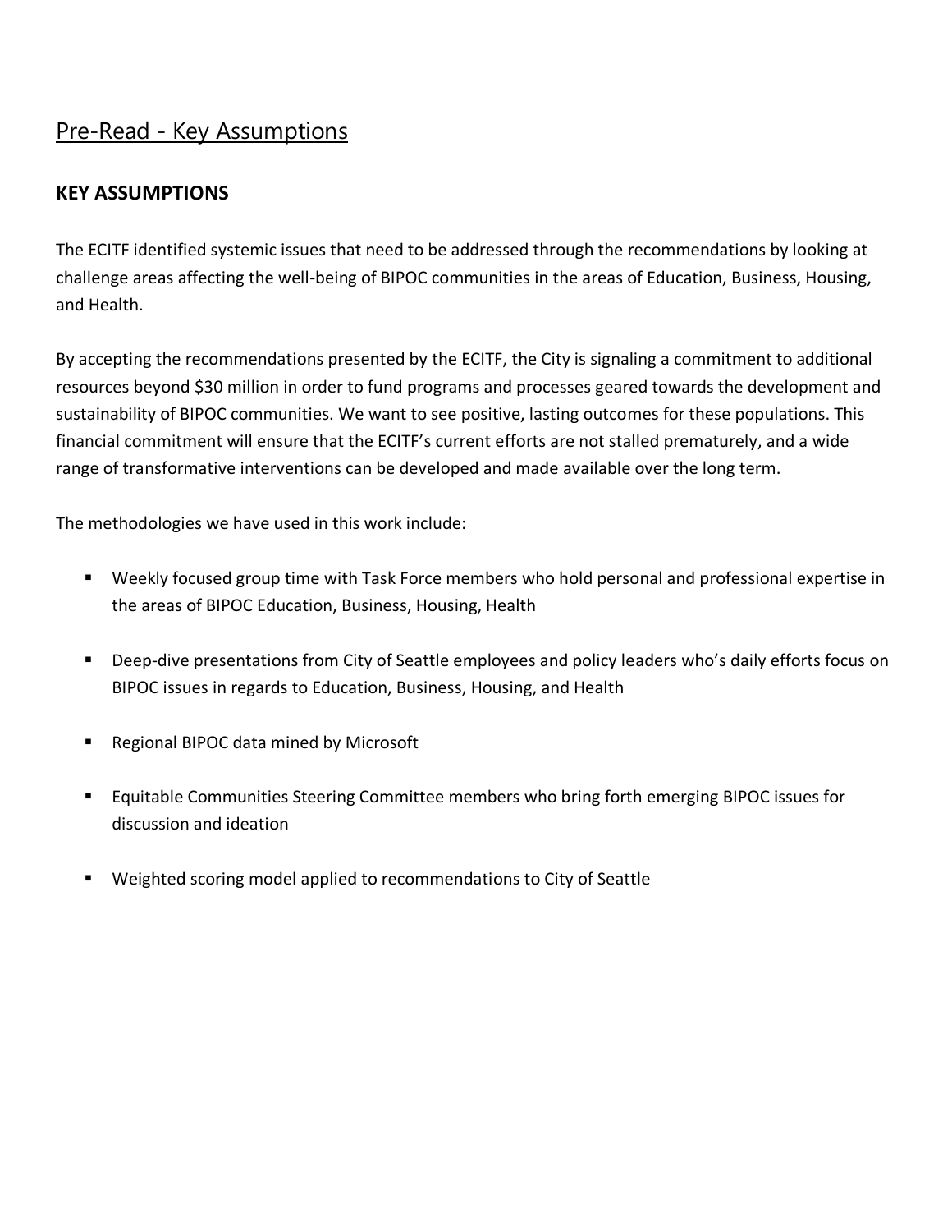# Pre-Read - Key Assumptions

## KEY ASSUMPTIONS

The ECITF identified systemic issues that need to be addressed through the recommendations by looking at challenge areas affecting the well-being of BIPOC communities in the areas of Education, Business, Housing, and Health.

By accepting the recommendations presented by the ECITF, the City is signaling a commitment to additional resources beyond $30 million in order to fund programs and processes geared towards the development and sustainability of BIPOC communities. We want to see positive, lasting outcomes for these populations. This financial commitment will ensure that the ECITF's current efforts are not stalled prematurely, and a wide range of transformative interventions can be developed and made available over the long term.

The methodologies we have used in this work include:

- Weekly focused group time with Task Force members who hold personal and professional expertise in the areas of BIPOC Education, Business, Housing, Health
- Deep-dive presentations from City of Seattle employees and policy leaders who's daily efforts focus on BIPOC issues in regards to Education, Business, Housing, and Health
- Regional BIPOC data mined by Microsoft
- Equitable Communities Steering Committee members who bring forth emerging BIPOC issues for discussion and ideation
- Weighted scoring model applied to recommendations to City of Seattle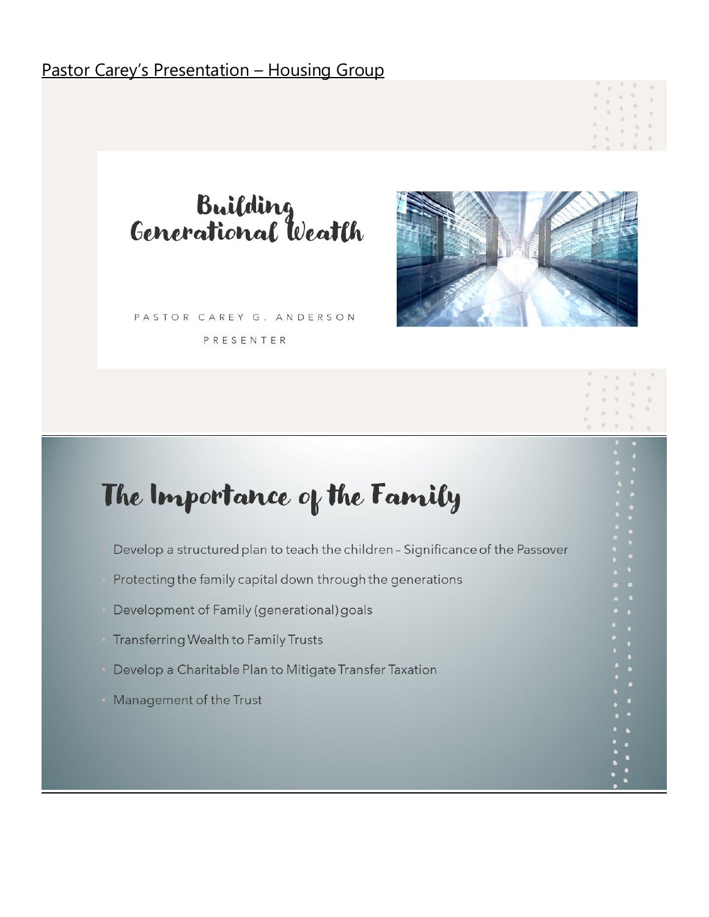Pastor Carey's Presentation – Housing Group

# Building Generational Wealth

PASTOR CAREY G. ANDERSON

PRESENTER

## The Importance of the Family

- Develop a structured plan to teach the children – Significance of the Passover
- Protecting the family capital down through the generations
- Development of Family (generational) goals
- Transferring Wealth to Family Trusts
- Develop a Charitable Plan to Mitigate Transfer Taxation
- Management of the Trust